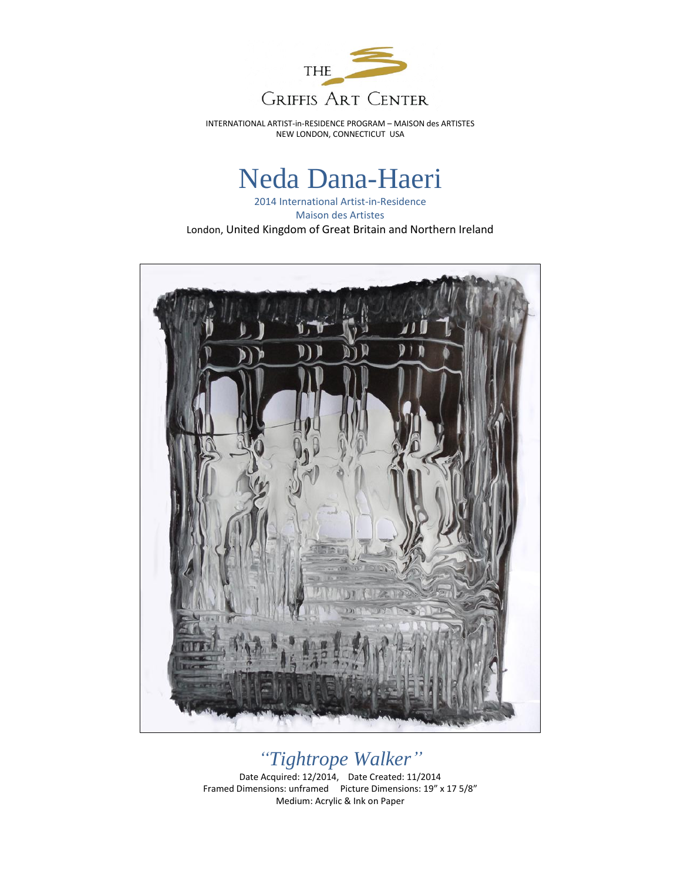THE

GRIFFIS ART CENTER

INTERNATIONAL ARTIST-in-RESIDENCE PROGRAM – MAISON des ARTISTES
NEW LONDON, CONNECTICUT USA

# Neda Dana-Haeri

2014 International Artist-in-Residence
Maison des Artistes
London, United Kingdom of Great Britain and Northern Ireland

## *"Tightrope Walker"*

Date Acquired: 12/2014, Date Created: 11/2014
Framed Dimensions: unframed Picture Dimensions: 19" x 17 5/8"
Medium: Acrylic & Ink on Paper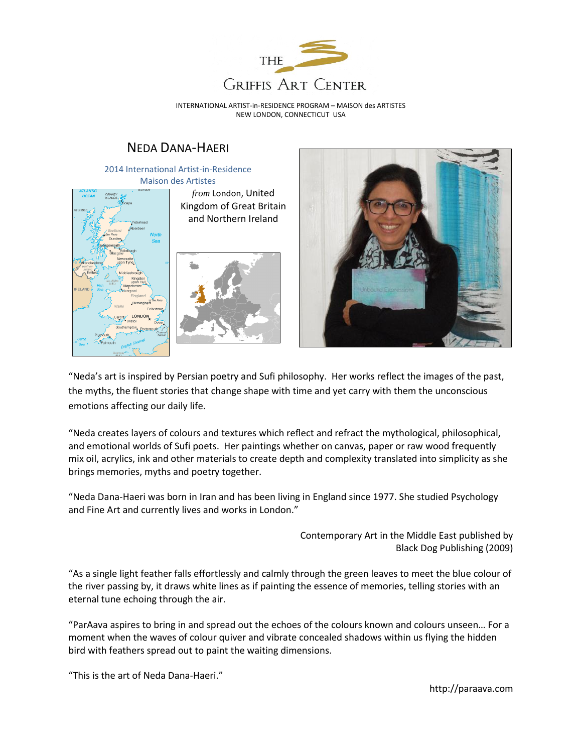THE

GRIFFIS ART CENTER

INTERNATIONAL ARTIST-in-RESIDENCE PROGRAM – MAISON des ARTISTES
NEW LONDON, CONNECTICUT USA

## NEDA DANA-HAERI

2014 International Artist-in-Residence
Maison des Artistes

*from* London, United Kingdom of Great Britain and Northern Ireland

"Neda's art is inspired by Persian poetry and Sufi philosophy. Her works reflect the images of the past, the myths, the fluent stories that change shape with time and yet carry with them the unconscious emotions affecting our daily life.

"Neda creates layers of colours and textures which reflect and refract the mythological, philosophical, and emotional worlds of Sufi poets. Her paintings whether on canvas, paper or raw wood frequently mix oil, acrylics, ink and other materials to create depth and complexity translated into simplicity as she brings memories, myths and poetry together.

"Neda Dana-Haeri was born in Iran and has been living in England since 1977. She studied Psychology and Fine Art and currently lives and works in London."

Contemporary Art in the Middle East published by Black Dog Publishing (2009)

"As a single light feather falls effortlessly and calmly through the green leaves to meet the blue colour of the river passing by, it draws white lines as if painting the essence of memories, telling stories with an eternal tune echoing through the air.

"ParAava aspires to bring in and spread out the echoes of the colours known and colours unseen… For a moment when the waves of colour quiver and vibrate concealed shadows within us flying the hidden bird with feathers spread out to paint the waiting dimensions.

"This is the art of Neda Dana-Haeri."

http://paraava.com